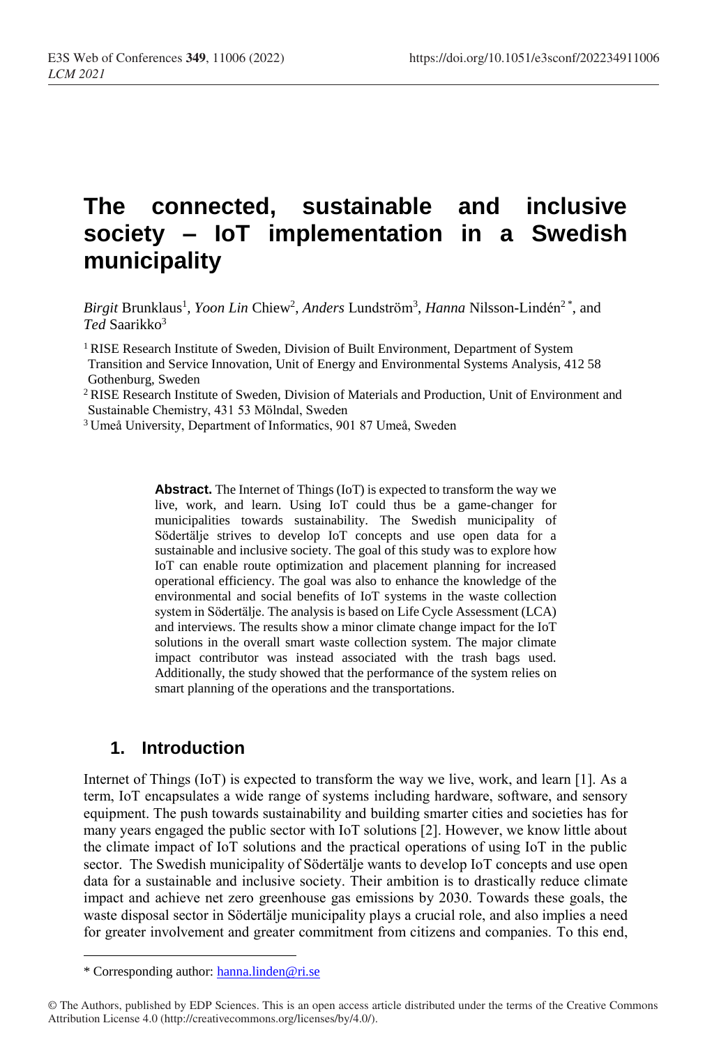# The connected, sustainable and inclusive society – IoT implementation in a Swedish municipality

*Birgit* Brunklaus[1], *Yoon Lin* Chiew[2], *Anders* Lundström[3], *Hanna* Nilsson-Lindén[2*], and *Ted* Saarikko[3]

[1] RISE Research Institute of Sweden, Division of Built Environment, Department of System Transition and Service Innovation, Unit of Energy and Environmental Systems Analysis, 412 58 Gothenburg, Sweden

[2] RISE Research Institute of Sweden, Division of Materials and Production, Unit of Environment and Sustainable Chemistry, 431 53 Mölndal, Sweden

[3] Umeå University, Department of Informatics, 901 87 Umeå, Sweden

**Abstract.** The Internet of Things (IoT) is expected to transform the way we live, work, and learn. Using IoT could thus be a game-changer for municipalities towards sustainability. The Swedish municipality of Södertälje strives to develop IoT concepts and use open data for a sustainable and inclusive society. The goal of this study was to explore how IoT can enable route optimization and placement planning for increased operational efficiency. The goal was also to enhance the knowledge of the environmental and social benefits of IoT systems in the waste collection system in Södertälje. The analysis is based on Life Cycle Assessment (LCA) and interviews. The results show a minor climate change impact for the IoT solutions in the overall smart waste collection system. The major climate impact contributor was instead associated with the trash bags used. Additionally, the study showed that the performance of the system relies on smart planning of the operations and the transportations.

## 1. Introduction

Internet of Things (IoT) is expected to transform the way we live, work, and learn [1]. As a term, IoT encapsulates a wide range of systems including hardware, software, and sensory equipment. The push towards sustainability and building smarter cities and societies has for many years engaged the public sector with IoT solutions [2]. However, we know little about the climate impact of IoT solutions and the practical operations of using IoT in the public sector. The Swedish municipality of Södertälje wants to develop IoT concepts and use open data for a sustainable and inclusive society. Their ambition is to drastically reduce climate impact and achieve net zero greenhouse gas emissions by 2030. Towards these goals, the waste disposal sector in Södertälje municipality plays a crucial role, and also implies a need for greater involvement and greater commitment from citizens and companies. To this end,

* Corresponding author: hanna.linden@ri.se

© The Authors, published by EDP Sciences. This is an open access article distributed under the terms of the Creative Commons Attribution License 4.0 (http://creativecommons.org/licenses/by/4.0/).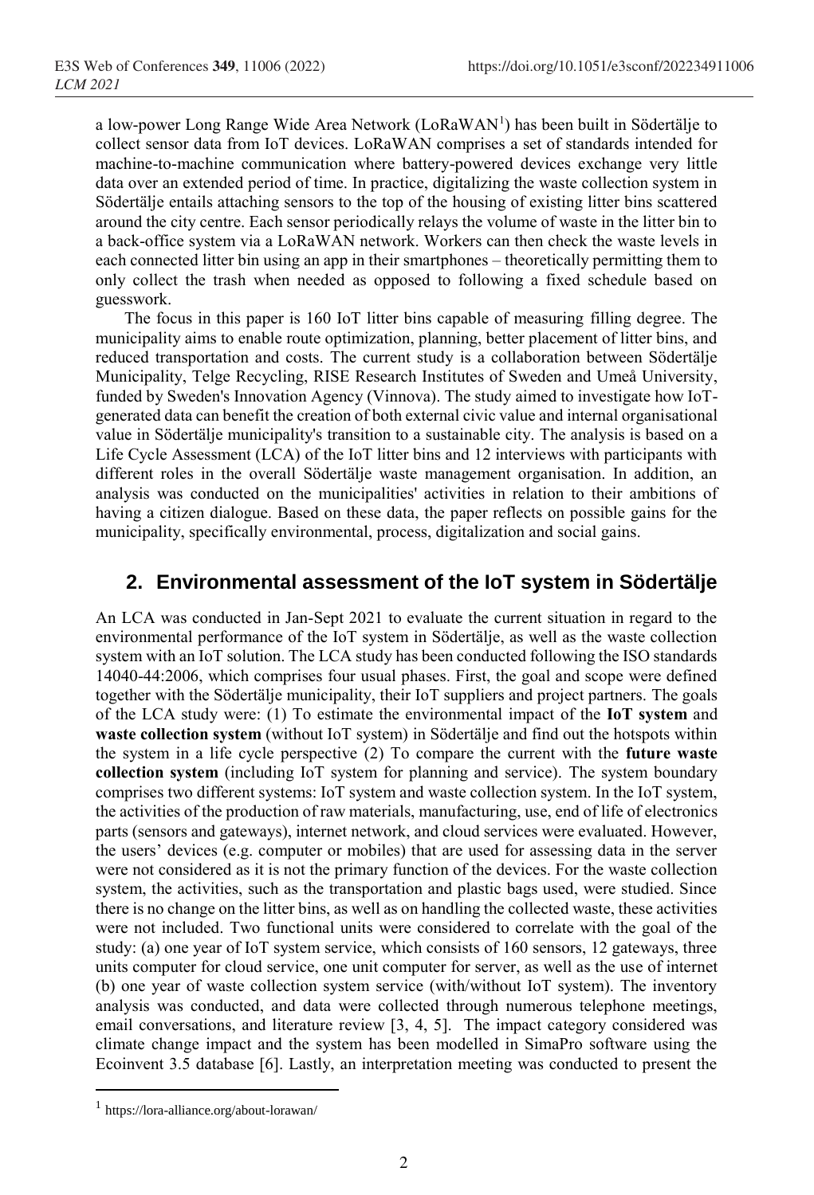a low-power Long Range Wide Area Network (LoRaWAN[1]) has been built in Södertälje to collect sensor data from IoT devices. LoRaWAN comprises a set of standards intended for machine-to-machine communication where battery-powered devices exchange very little data over an extended period of time. In practice, digitalizing the waste collection system in Södertälje entails attaching sensors to the top of the housing of existing litter bins scattered around the city centre. Each sensor periodically relays the volume of waste in the litter bin to a back-office system via a LoRaWAN network. Workers can then check the waste levels in each connected litter bin using an app in their smartphones – theoretically permitting them to only collect the trash when needed as opposed to following a fixed schedule based on guesswork.

The focus in this paper is 160 IoT litter bins capable of measuring filling degree. The municipality aims to enable route optimization, planning, better placement of litter bins, and reduced transportation and costs. The current study is a collaboration between Södertälje Municipality, Telge Recycling, RISE Research Institutes of Sweden and Umeå University, funded by Sweden's Innovation Agency (Vinnova). The study aimed to investigate how IoT-generated data can benefit the creation of both external civic value and internal organisational value in Södertälje municipality's transition to a sustainable city. The analysis is based on a Life Cycle Assessment (LCA) of the IoT litter bins and 12 interviews with participants with different roles in the overall Södertälje waste management organisation. In addition, an analysis was conducted on the municipalities' activities in relation to their ambitions of having a citizen dialogue. Based on these data, the paper reflects on possible gains for the municipality, specifically environmental, process, digitalization and social gains.

## 2. Environmental assessment of the IoT system in Södertälje

An LCA was conducted in Jan-Sept 2021 to evaluate the current situation in regard to the environmental performance of the IoT system in Södertälje, as well as the waste collection system with an IoT solution. The LCA study has been conducted following the ISO standards 14040-44:2006, which comprises four usual phases. First, the goal and scope were defined together with the Södertälje municipality, their IoT suppliers and project partners. The goals of the LCA study were: (1) To estimate the environmental impact of the **IoT system** and **waste collection system** (without IoT system) in Södertälje and find out the hotspots within the system in a life cycle perspective (2) To compare the current with the **future waste collection system** (including IoT system for planning and service). The system boundary comprises two different systems: IoT system and waste collection system. In the IoT system, the activities of the production of raw materials, manufacturing, use, end of life of electronics parts (sensors and gateways), internet network, and cloud services were evaluated. However, the users' devices (e.g. computer or mobiles) that are used for assessing data in the server were not considered as it is not the primary function of the devices. For the waste collection system, the activities, such as the transportation and plastic bags used, were studied. Since there is no change on the litter bins, as well as on handling the collected waste, these activities were not included. Two functional units were considered to correlate with the goal of the study: (a) one year of IoT system service, which consists of 160 sensors, 12 gateways, three units computer for cloud service, one unit computer for server, as well as the use of internet (b) one year of waste collection system service (with/without IoT system). The inventory analysis was conducted, and data were collected through numerous telephone meetings, email conversations, and literature review [3, 4, 5]. The impact category considered was climate change impact and the system has been modelled in SimaPro software using the Ecoinvent 3.5 database [6]. Lastly, an interpretation meeting was conducted to present the

[1] https://lora-alliance.org/about-lorawan/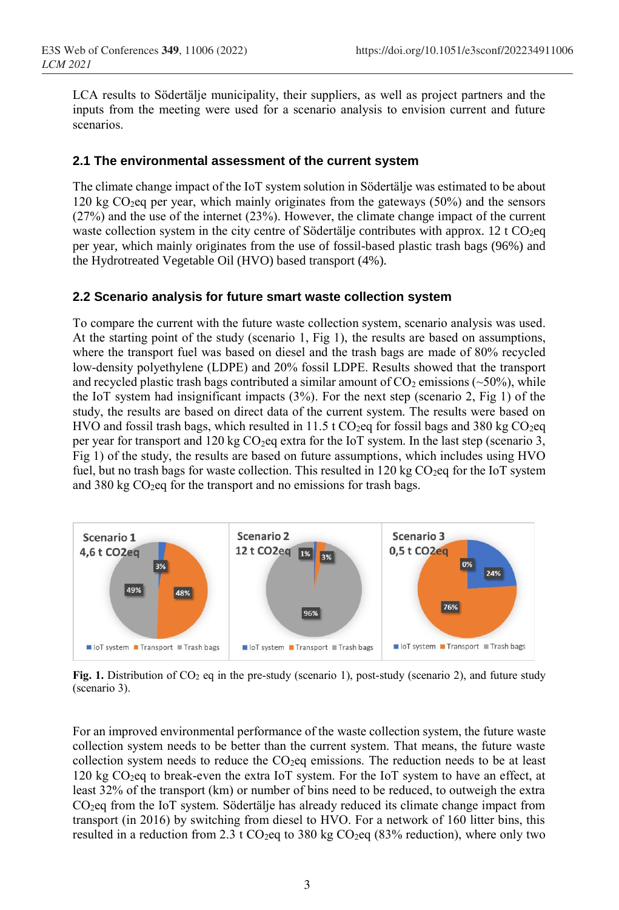LCA results to Södertälje municipality, their suppliers, as well as project partners and the inputs from the meeting were used for a scenario analysis to envision current and future scenarios.

### 2.1 The environmental assessment of the current system

The climate change impact of the IoT system solution in Södertälje was estimated to be about 120 kg $CO_2$eq per year, which mainly originates from the gateways (50%) and the sensors (27%) and the use of the internet (23%). However, the climate change impact of the current waste collection system in the city centre of Södertälje contributes with approx. 12 t $CO_2$eq per year, which mainly originates from the use of fossil-based plastic trash bags (96%) and the Hydrotreated Vegetable Oil (HVO) based transport (4%).

### 2.2 Scenario analysis for future smart waste collection system

To compare the current with the future waste collection system, scenario analysis was used. At the starting point of the study (scenario 1, Fig 1), the results are based on assumptions, where the transport fuel was based on diesel and the trash bags are made of 80% recycled low-density polyethylene (LDPE) and 20% fossil LDPE. Results showed that the transport and recycled plastic trash bags contributed a similar amount of $CO_2$ emissions (~50%), while the IoT system had insignificant impacts (3%). For the next step (scenario 2, Fig 1) of the study, the results are based on direct data of the current system. The results were based on HVO and fossil trash bags, which resulted in 11.5 t $CO_2$eq for fossil bags and 380 kg $CO_2$eq per year for transport and 120 kg $CO_2$eq extra for the IoT system. In the last step (scenario 3, Fig 1) of the study, the results are based on future assumptions, which includes using HVO fuel, but no trash bags for waste collection. This resulted in 120 kg $CO_2$eq for the IoT system and 380 kg $CO_2$eq for the transport and no emissions for trash bags.

**Fig. 1.** Distribution of $CO_2$ eq in the pre-study (scenario 1), post-study (scenario 2), and future study (scenario 3).

For an improved environmental performance of the waste collection system, the future waste collection system needs to be better than the current system. That means, the future waste collection system needs to reduce the $CO_2$eq emissions. The reduction needs to be at least 120 kg $CO_2$eq to break-even the extra IoT system. For the IoT system to have an effect, at least 32% of the transport (km) or number of bins need to be reduced, to outweigh the extra $CO_2$eq from the IoT system. Södertälje has already reduced its climate change impact from transport (in 2016) by switching from diesel to HVO. For a network of 160 litter bins, this resulted in a reduction from 2.3 t $CO_2$eq to 380 kg $CO_2$eq (83% reduction), where only two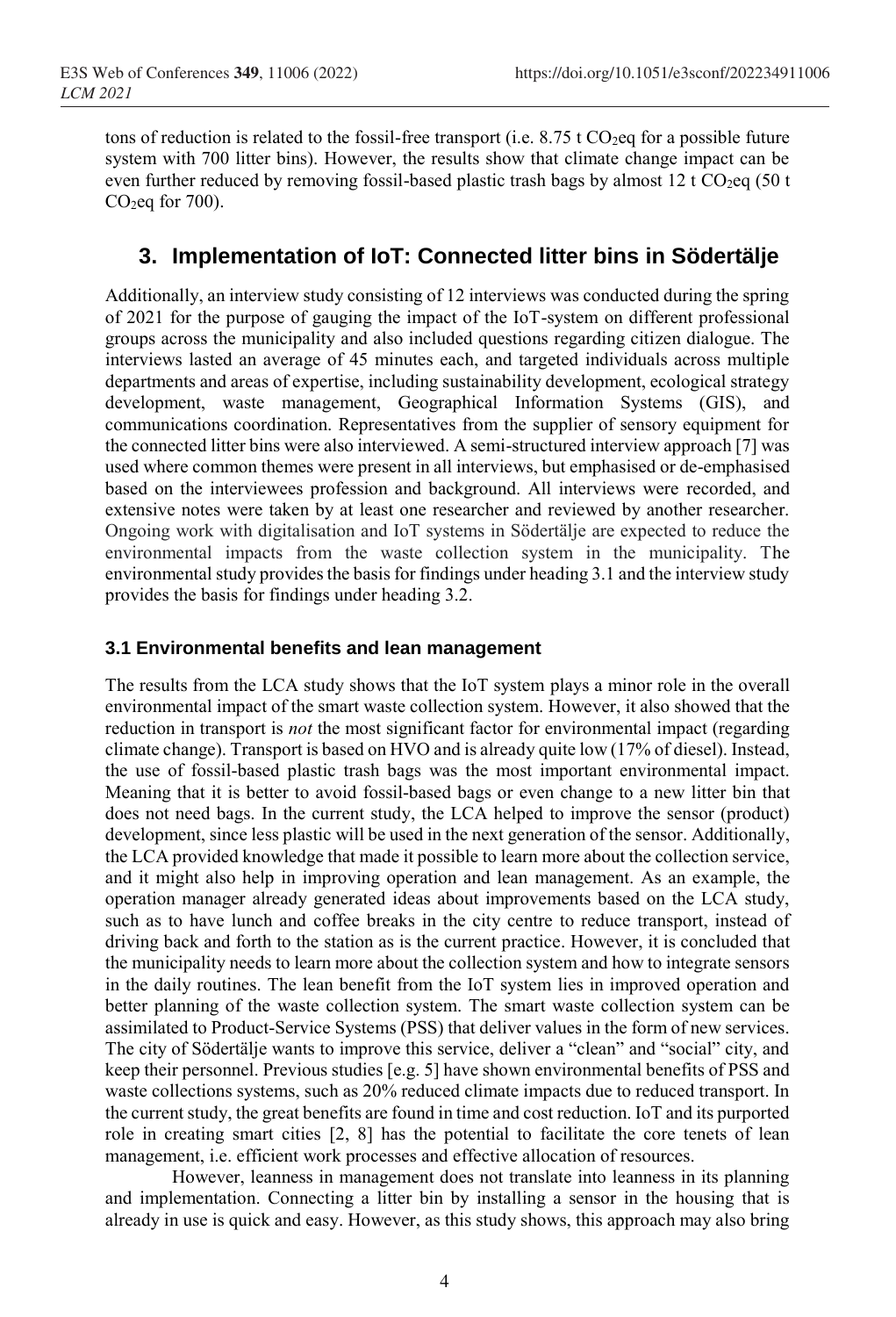tons of reduction is related to the fossil-free transport (i.e. 8.75 t $CO_2$eq for a possible future system with 700 litter bins). However, the results show that climate change impact can be even further reduced by removing fossil-based plastic trash bags by almost 12 t $CO_2$eq (50 t $CO_2$eq for 700).

## 3. Implementation of IoT: Connected litter bins in Södertälje

Additionally, an interview study consisting of 12 interviews was conducted during the spring of 2021 for the purpose of gauging the impact of the IoT-system on different professional groups across the municipality and also included questions regarding citizen dialogue. The interviews lasted an average of 45 minutes each, and targeted individuals across multiple departments and areas of expertise, including sustainability development, ecological strategy development, waste management, Geographical Information Systems (GIS), and communications coordination. Representatives from the supplier of sensory equipment for the connected litter bins were also interviewed. A semi-structured interview approach [7] was used where common themes were present in all interviews, but emphasised or de-emphasised based on the interviewees profession and background. All interviews were recorded, and extensive notes were taken by at least one researcher and reviewed by another researcher. Ongoing work with digitalisation and IoT systems in Södertälje are expected to reduce the environmental impacts from the waste collection system in the municipality. The environmental study provides the basis for findings under heading 3.1 and the interview study provides the basis for findings under heading 3.2.

### 3.1 Environmental benefits and lean management

The results from the LCA study shows that the IoT system plays a minor role in the overall environmental impact of the smart waste collection system. However, it also showed that the reduction in transport is *not* the most significant factor for environmental impact (regarding climate change). Transport is based on HVO and is already quite low (17% of diesel). Instead, the use of fossil-based plastic trash bags was the most important environmental impact. Meaning that it is better to avoid fossil-based bags or even change to a new litter bin that does not need bags. In the current study, the LCA helped to improve the sensor (product) development, since less plastic will be used in the next generation of the sensor. Additionally, the LCA provided knowledge that made it possible to learn more about the collection service, and it might also help in improving operation and lean management. As an example, the operation manager already generated ideas about improvements based on the LCA study, such as to have lunch and coffee breaks in the city centre to reduce transport, instead of driving back and forth to the station as is the current practice. However, it is concluded that the municipality needs to learn more about the collection system and how to integrate sensors in the daily routines. The lean benefit from the IoT system lies in improved operation and better planning of the waste collection system. The smart waste collection system can be assimilated to Product-Service Systems (PSS) that deliver values in the form of new services. The city of Södertälje wants to improve this service, deliver a "clean" and "social" city, and keep their personnel. Previous studies [e.g. 5] have shown environmental benefits of PSS and waste collections systems, such as 20% reduced climate impacts due to reduced transport. In the current study, the great benefits are found in time and cost reduction. IoT and its purported role in creating smart cities [2, 8] has the potential to facilitate the core tenets of lean management, i.e. efficient work processes and effective allocation of resources.

However, leanness in management does not translate into leanness in its planning and implementation. Connecting a litter bin by installing a sensor in the housing that is already in use is quick and easy. However, as this study shows, this approach may also bring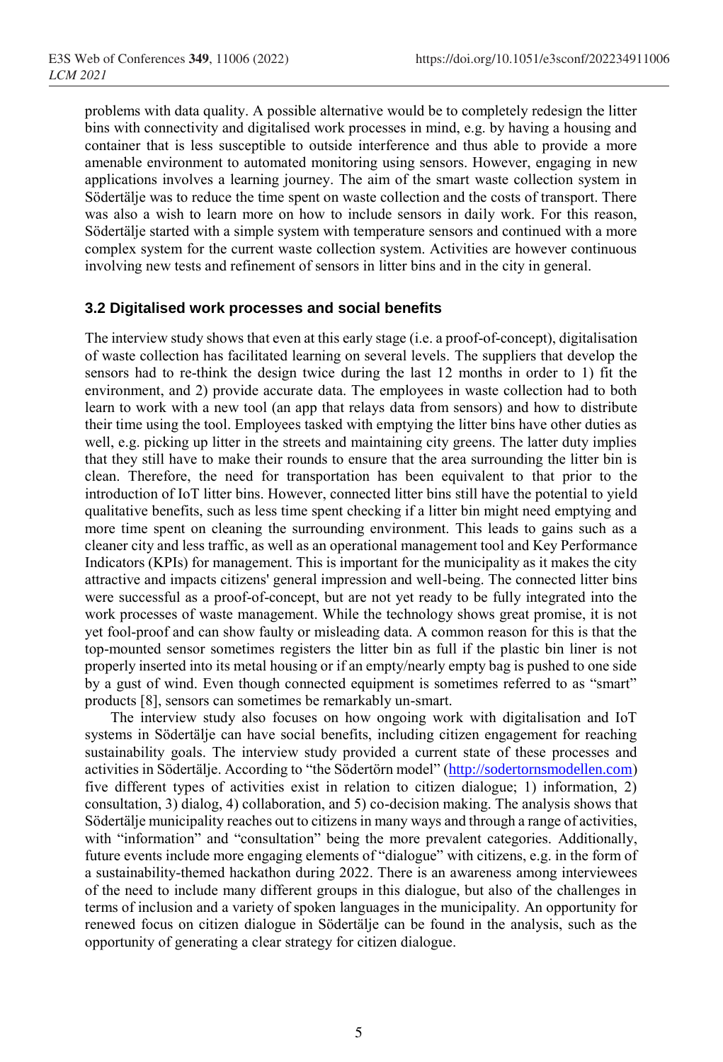problems with data quality. A possible alternative would be to completely redesign the litter bins with connectivity and digitalised work processes in mind, e.g. by having a housing and container that is less susceptible to outside interference and thus able to provide a more amenable environment to automated monitoring using sensors. However, engaging in new applications involves a learning journey. The aim of the smart waste collection system in Södertälje was to reduce the time spent on waste collection and the costs of transport. There was also a wish to learn more on how to include sensors in daily work. For this reason, Södertälje started with a simple system with temperature sensors and continued with a more complex system for the current waste collection system. Activities are however continuous involving new tests and refinement of sensors in litter bins and in the city in general.

### 3.2 Digitalised work processes and social benefits

The interview study shows that even at this early stage (i.e. a proof-of-concept), digitalisation of waste collection has facilitated learning on several levels. The suppliers that develop the sensors had to re-think the design twice during the last 12 months in order to 1) fit the environment, and 2) provide accurate data. The employees in waste collection had to both learn to work with a new tool (an app that relays data from sensors) and how to distribute their time using the tool. Employees tasked with emptying the litter bins have other duties as well, e.g. picking up litter in the streets and maintaining city greens. The latter duty implies that they still have to make their rounds to ensure that the area surrounding the litter bin is clean. Therefore, the need for transportation has been equivalent to that prior to the introduction of IoT litter bins. However, connected litter bins still have the potential to yield qualitative benefits, such as less time spent checking if a litter bin might need emptying and more time spent on cleaning the surrounding environment. This leads to gains such as a cleaner city and less traffic, as well as an operational management tool and Key Performance Indicators (KPIs) for management. This is important for the municipality as it makes the city attractive and impacts citizens' general impression and well-being. The connected litter bins were successful as a proof-of-concept, but are not yet ready to be fully integrated into the work processes of waste management. While the technology shows great promise, it is not yet fool-proof and can show faulty or misleading data. A common reason for this is that the top-mounted sensor sometimes registers the litter bin as full if the plastic bin liner is not properly inserted into its metal housing or if an empty/nearly empty bag is pushed to one side by a gust of wind. Even though connected equipment is sometimes referred to as "smart" products [8], sensors can sometimes be remarkably un-smart.

The interview study also focuses on how ongoing work with digitalisation and IoT systems in Södertälje can have social benefits, including citizen engagement for reaching sustainability goals. The interview study provided a current state of these processes and activities in Södertälje. According to "the Södertörn model" (http://sodertornsmodellen.com) five different types of activities exist in relation to citizen dialogue; 1) information, 2) consultation, 3) dialog, 4) collaboration, and 5) co-decision making. The analysis shows that Södertälje municipality reaches out to citizens in many ways and through a range of activities, with "information" and "consultation" being the more prevalent categories. Additionally, future events include more engaging elements of "dialogue" with citizens, e.g. in the form of a sustainability-themed hackathon during 2022. There is an awareness among interviewees of the need to include many different groups in this dialogue, but also of the challenges in terms of inclusion and a variety of spoken languages in the municipality. An opportunity for renewed focus on citizen dialogue in Södertälje can be found in the analysis, such as the opportunity of generating a clear strategy for citizen dialogue.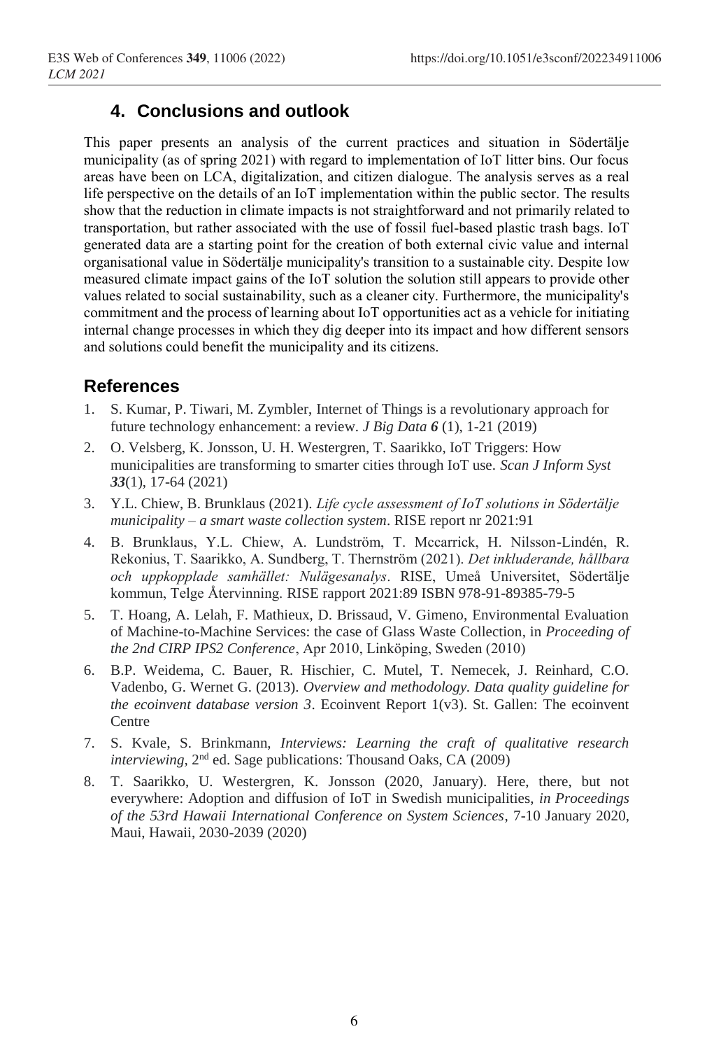## 4. Conclusions and outlook

This paper presents an analysis of the current practices and situation in Södertälje municipality (as of spring 2021) with regard to implementation of IoT litter bins. Our focus areas have been on LCA, digitalization, and citizen dialogue. The analysis serves as a real life perspective on the details of an IoT implementation within the public sector. The results show that the reduction in climate impacts is not straightforward and not primarily related to transportation, but rather associated with the use of fossil fuel-based plastic trash bags. IoT generated data are a starting point for the creation of both external civic value and internal organisational value in Södertälje municipality's transition to a sustainable city. Despite low measured climate impact gains of the IoT solution the solution still appears to provide other values related to social sustainability, such as a cleaner city. Furthermore, the municipality's commitment and the process of learning about IoT opportunities act as a vehicle for initiating internal change processes in which they dig deeper into its impact and how different sensors and solutions could benefit the municipality and its citizens.

## References

1. S. Kumar, P. Tiwari, M. Zymbler, Internet of Things is a revolutionary approach for future technology enhancement: a review. *J Big Data* ***6*** (1), 1-21 (2019)
2. O. Velsberg, K. Jonsson, U. H. Westergren, T. Saarikko, IoT Triggers: How municipalities are transforming to smarter cities through IoT use. *Scan J Inform Syst* ***33***(1), 17-64 (2021)
3. Y.L. Chiew, B. Brunklaus (2021). *Life cycle assessment of IoT solutions in Södertälje municipality – a smart waste collection system*. RISE report nr 2021:91
4. B. Brunklaus, Y.L. Chiew, A. Lundström, T. Mccarrick, H. Nilsson-Lindén, R. Rekonius, T. Saarikko, A. Sundberg, T. Thernström (2021). *Det inkluderande, hållbara och uppkopplade samhället: Nulägesanalys*. RISE, Umeå Universitet, Södertälje kommun, Telge Återvinning. RISE rapport 2021:89 ISBN 978-91-89385-79-5
5. T. Hoang, A. Lelah, F. Mathieux, D. Brissaud, V. Gimeno, Environmental Evaluation of Machine-to-Machine Services: the case of Glass Waste Collection, in *Proceeding of the 2nd CIRP IPS2 Conference*, Apr 2010, Linköping, Sweden (2010)
6. B.P. Weidema, C. Bauer, R. Hischier, C. Mutel, T. Nemecek, J. Reinhard, C.O. Vadenbo, G. Wernet G. (2013). *Overview and methodology. Data quality guideline for the ecoinvent database version 3*. Ecoinvent Report 1(v3). St. Gallen: The ecoinvent Centre
7. S. Kvale, S. Brinkmann, *Interviews: Learning the craft of qualitative research interviewing*, 2nd ed. Sage publications: Thousand Oaks, CA (2009)
8. T. Saarikko, U. Westergren, K. Jonsson (2020, January). Here, there, but not everywhere: Adoption and diffusion of IoT in Swedish municipalities, *in Proceedings of the 53rd Hawaii International Conference on System Sciences*, 7-10 January 2020, Maui, Hawaii, 2030-2039 (2020)